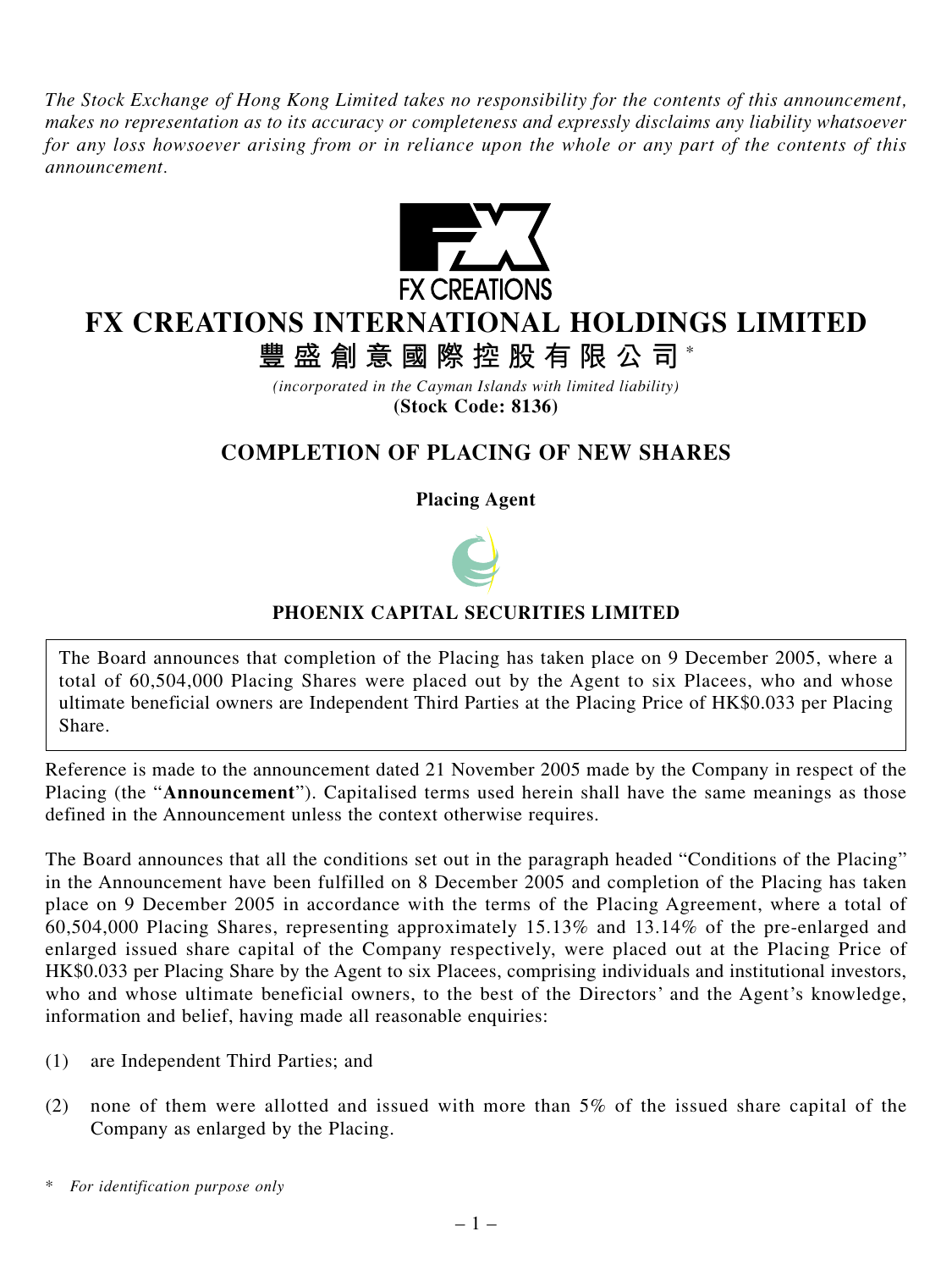*The Stock Exchange of Hong Kong Limited takes no responsibility for the contents of this announcement, makes no representation as to its accuracy or completeness and expressly disclaims any liability whatsoever for any loss howsoever arising from or in reliance upon the whole or any part of the contents of this announcement.*

FX CREATIONS

# FX CREATIONS INTERNATIONAL HOLDINGS LIMITED

# 豐盛創意國際控股有限公司*

*(incorporated in the Cayman Islands with limited liability)*

**(Stock Code: 8136)**

## COMPLETION OF PLACING OF NEW SHARES

**Placing Agent**

**PHOENIX CAPITAL SECURITIES LIMITED**

The Board announces that completion of the Placing has taken place on 9 December 2005, where a total of 60,504,000 Placing Shares were placed out by the Agent to six Placees, who and whose ultimate beneficial owners are Independent Third Parties at the Placing Price of HK$0.033 per Placing Share.

Reference is made to the announcement dated 21 November 2005 made by the Company in respect of the Placing (the "**Announcement**"). Capitalised terms used herein shall have the same meanings as those defined in the Announcement unless the context otherwise requires.

The Board announces that all the conditions set out in the paragraph headed "Conditions of the Placing" in the Announcement have been fulfilled on 8 December 2005 and completion of the Placing has taken place on 9 December 2005 in accordance with the terms of the Placing Agreement, where a total of 60,504,000 Placing Shares, representing approximately 15.13% and 13.14% of the pre-enlarged and enlarged issued share capital of the Company respectively, were placed out at the Placing Price of HK$0.033 per Placing Share by the Agent to six Placees, comprising individuals and institutional investors, who and whose ultimate beneficial owners, to the best of the Directors' and the Agent's knowledge, information and belief, having made all reasonable enquiries:

(1) are Independent Third Parties; and

(2) none of them were allotted and issued with more than 5% of the issued share capital of the Company as enlarged by the Placing.

\* *For identification purpose only*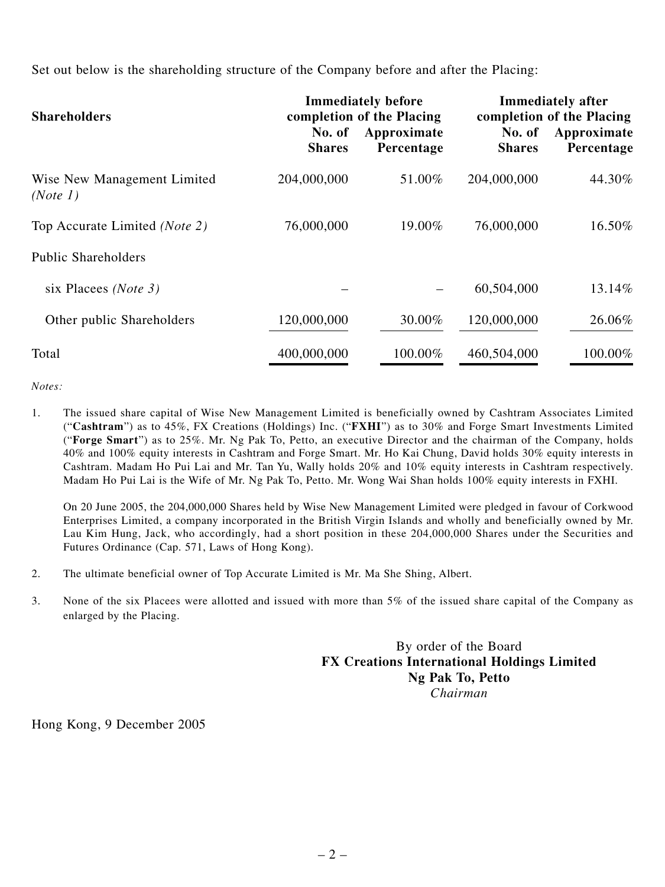Set out below is the shareholding structure of the Company before and after the Placing:

| Shareholders | Immediately before completion of the Placing | | Immediately after completion of the Placing | |
|---|---|---|---|---|
| | No. of Shares | Approximate Percentage | No. of Shares | Approximate Percentage |
| Wise New Management Limited *(Note 1)* | 204,000,000 | 51.00% | 204,000,000 | 44.30% |
| Top Accurate Limited *(Note 2)* | 76,000,000 | 19.00% | 76,000,000 | 16.50% |
| Public Shareholders | | | | |
| six Placees *(Note 3)* | – | – | 60,504,000 | 13.14% |
| Other public Shareholders | 120,000,000 | 30.00% | 120,000,000 | 26.06% |
| Total | 400,000,000 | 100.00% | 460,504,000 | 100.00% |

*Notes:*

1. The issued share capital of Wise New Management Limited is beneficially owned by Cashtram Associates Limited ("**Cashtram**") as to 45%, FX Creations (Holdings) Inc. ("**FXHI**") as to 30% and Forge Smart Investments Limited ("**Forge Smart**") as to 25%. Mr. Ng Pak To, Petto, an executive Director and the chairman of the Company, holds 40% and 100% equity interests in Cashtram and Forge Smart. Mr. Ho Kai Chung, David holds 30% equity interests in Cashtram. Madam Ho Pui Lai and Mr. Tan Yu, Wally holds 20% and 10% equity interests in Cashtram respectively. Madam Ho Pui Lai is the Wife of Mr. Ng Pak To, Petto. Mr. Wong Wai Shan holds 100% equity interests in FXHI.

   On 20 June 2005, the 204,000,000 Shares held by Wise New Management Limited were pledged in favour of Corkwood Enterprises Limited, a company incorporated in the British Virgin Islands and wholly and beneficially owned by Mr. Lau Kim Hung, Jack, who accordingly, had a short position in these 204,000,000 Shares under the Securities and Futures Ordinance (Cap. 571, Laws of Hong Kong).

2. The ultimate beneficial owner of Top Accurate Limited is Mr. Ma She Shing, Albert.

3. None of the six Placees were allotted and issued with more than 5% of the issued share capital of the Company as enlarged by the Placing.

By order of the Board
**FX Creations International Holdings Limited**
**Ng Pak To, Petto**
*Chairman*

Hong Kong, 9 December 2005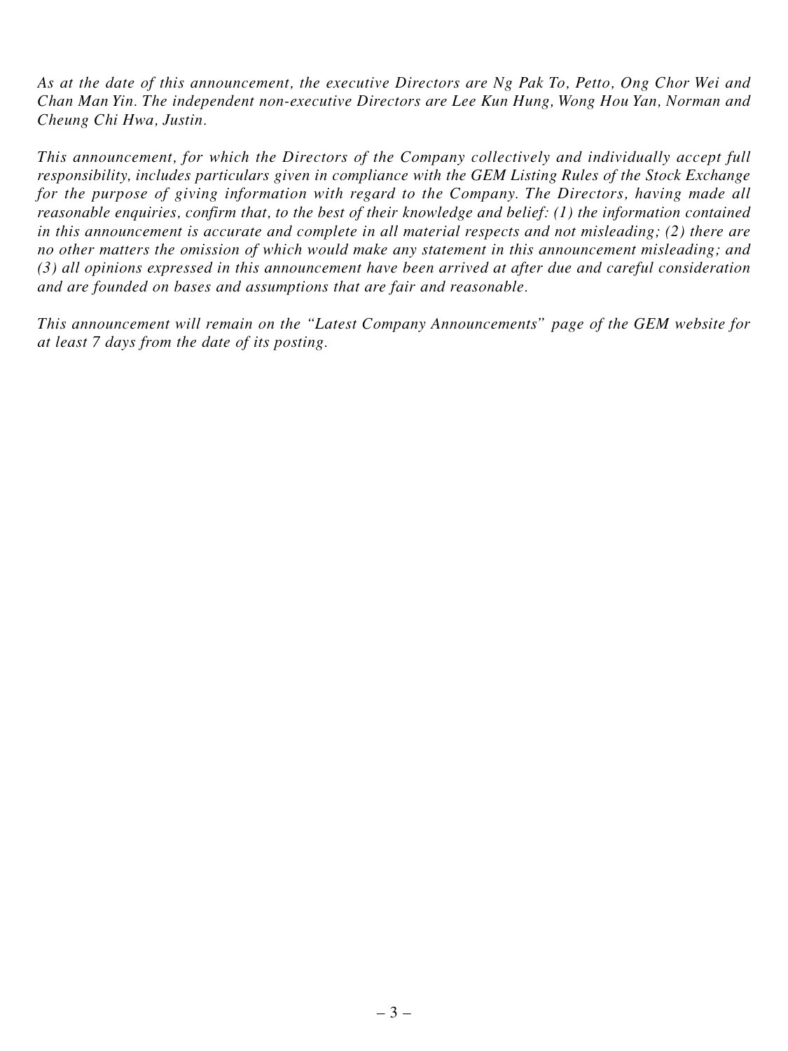*As at the date of this announcement, the executive Directors are Ng Pak To, Petto, Ong Chor Wei and Chan Man Yin. The independent non-executive Directors are Lee Kun Hung, Wong Hou Yan, Norman and Cheung Chi Hwa, Justin.*

*This announcement, for which the Directors of the Company collectively and individually accept full responsibility, includes particulars given in compliance with the GEM Listing Rules of the Stock Exchange for the purpose of giving information with regard to the Company. The Directors, having made all reasonable enquiries, confirm that, to the best of their knowledge and belief: (1) the information contained in this announcement is accurate and complete in all material respects and not misleading; (2) there are no other matters the omission of which would make any statement in this announcement misleading; and (3) all opinions expressed in this announcement have been arrived at after due and careful consideration and are founded on bases and assumptions that are fair and reasonable.*

*This announcement will remain on the "Latest Company Announcements" page of the GEM website for at least 7 days from the date of its posting.*